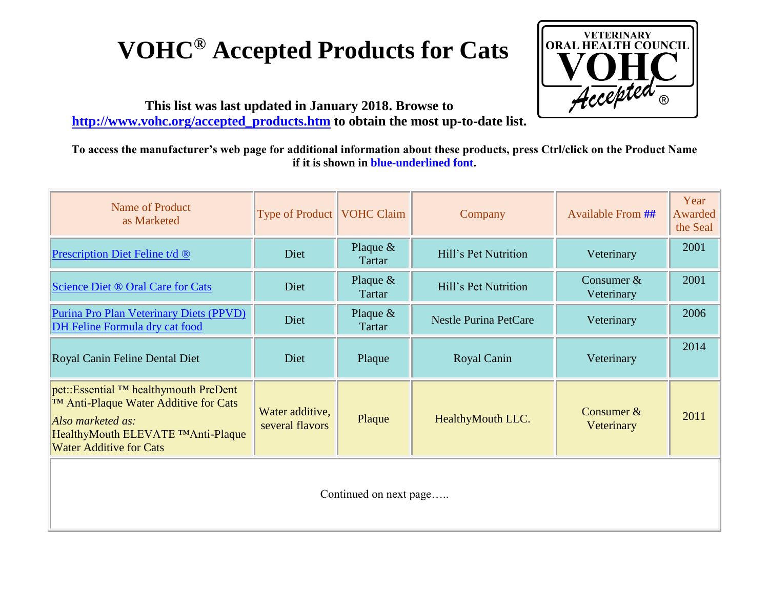# VOHC® Accepted Products for Cats

**This list was last updated in January 2018. Browse to [http://www.vohc.org/accepted_products.htm](http://www.vohc.org/accepted_products.htm) to obtain the most up-to-date list.**

**To access the manufacturer's web page for additional information about these products, press Ctrl/click on the Product Name if it is shown in blue-underlined font.**

| Name of Product as Marketed | Type of Product | VOHC Claim | Company | Available From ## | Year Awarded the Seal |
|---|---|---|---|---|---|
| Prescription Diet Feline t/d ® | Diet | Plaque & Tartar | Hill's Pet Nutrition | Veterinary | 2001 |
| Science Diet ® Oral Care for Cats | Diet | Plaque & Tartar | Hill's Pet Nutrition | Consumer & Veterinary | 2001 |
| Purina Pro Plan Veterinary Diets (PPVD) DH Feline Formula dry cat food | Diet | Plaque & Tartar | Nestle Purina PetCare | Veterinary | 2006 |
| Royal Canin Feline Dental Diet | Diet | Plaque | Royal Canin | Veterinary | 2014 |
| pet::Essential ™ healthymouth PreDent ™ Anti-Plaque Water Additive for Cats *Also marketed as:* HealthyMouth ELEVATE ™Anti-Plaque Water Additive for Cats | Water additive, several flavors | Plaque | HealthyMouth LLC. | Consumer & Veterinary | 2011 |

Continued on next page…..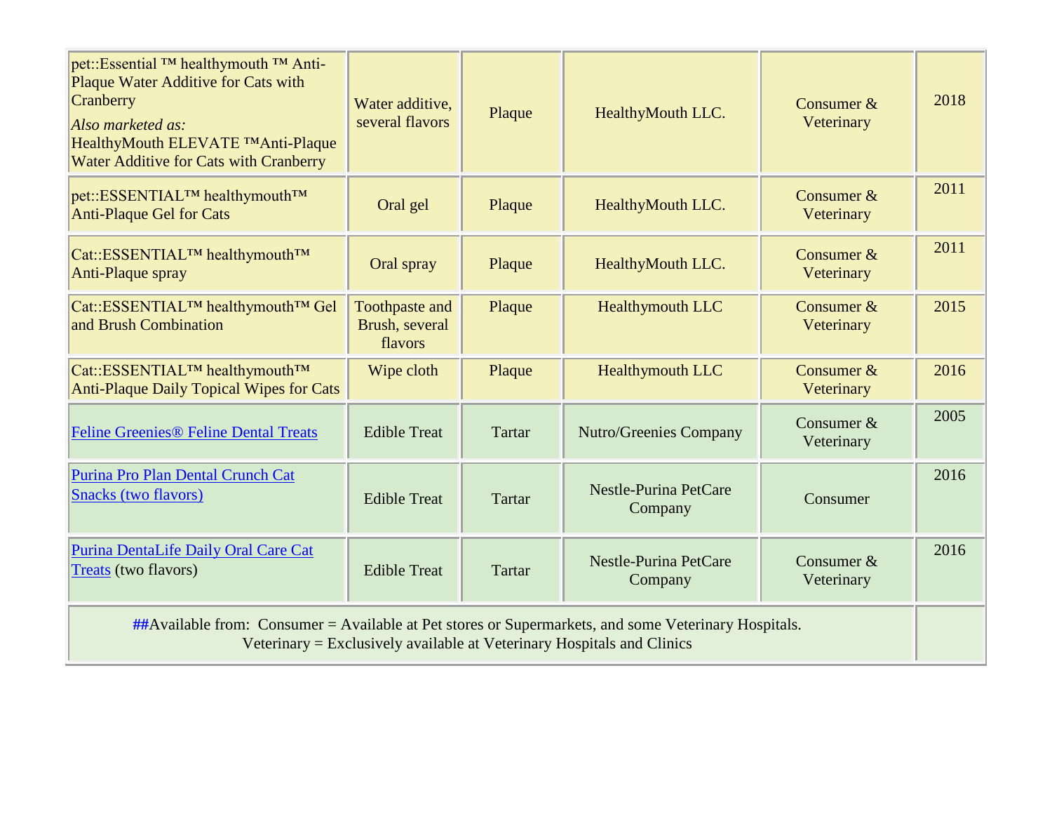| | | | | | |
|---|---|---|---|---|---|
| pet::Essential ™ healthymouth ™ Anti-Plaque Water Additive for Cats with Cranberry *Also marketed as:* HealthyMouth ELEVATE ™Anti-Plaque Water Additive for Cats with Cranberry | Water additive, several flavors | Plaque | HealthyMouth LLC. | Consumer & Veterinary | 2018 |
| pet::ESSENTIAL™ healthymouth™ Anti-Plaque Gel for Cats | Oral gel | Plaque | HealthyMouth LLC. | Consumer & Veterinary | 2011 |
| Cat::ESSENTIAL™ healthymouth™ Anti-Plaque spray | Oral spray | Plaque | HealthyMouth LLC. | Consumer & Veterinary | 2011 |
| Cat::ESSENTIAL™ healthymouth™ Gel and Brush Combination | Toothpaste and Brush, several flavors | Plaque | Healthymouth LLC | Consumer & Veterinary | 2015 |
| Cat::ESSENTIAL™ healthymouth™ Anti-Plaque Daily Topical Wipes for Cats | Wipe cloth | Plaque | Healthymouth LLC | Consumer & Veterinary | 2016 |
| Feline Greenies® Feline Dental Treats | Edible Treat | Tartar | Nutro/Greenies Company | Consumer & Veterinary | 2005 |
| Purina Pro Plan Dental Crunch Cat Snacks (two flavors) | Edible Treat | Tartar | Nestle-Purina PetCare Company | Consumer | 2016 |
| Purina DentaLife Daily Oral Care Cat Treats (two flavors) | Edible Treat | Tartar | Nestle-Purina PetCare Company | Consumer & Veterinary | 2016 |
| ##Available from: Consumer = Available at Pet stores or Supermarkets, and some Veterinary Hospitals. Veterinary = Exclusively available at Veterinary Hospitals and Clinics | | | | | |